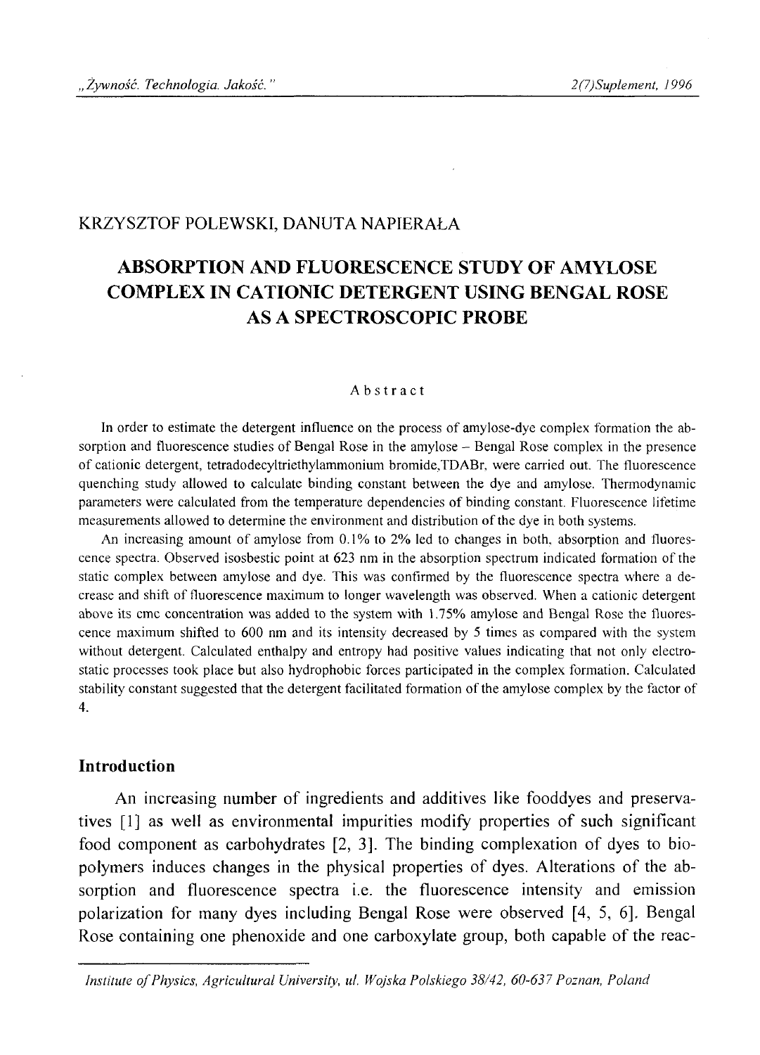KRZYSZTOF POLEWSKI, DANUTA NAPIERAŁA

# ABSORPTION AND FLUORESCENCE STUDY OF AMYLOSE COMPLEX IN CATIONIC DETERGENT USING BENGAL ROSE AS A SPECTROSCOPIC PROBE

### Abstract

In order to estimate the detergent influence on the process of amylose-dye complex formation the absorption and fluorescence studies of Bengal Rose in the amylose – Bengal Rose complex in the presence of cationic detergent, tetradodecyltriethylammonium bromide,TDABr, were carried out. The fluorescence quenching study allowed to calculate binding constant between the dye and amylose. Thermodynamic parameters were calculated from the temperature dependencies of binding constant. Fluorescence lifetime measurements allowed to determine the environment and distribution of the dye in both systems.

An increasing amount of amylose from 0.1% to 2% led to changes in both, absorption and fluorescence spectra. Observed isosbestic point at 623 nm in the absorption spectrum indicated formation of the static complex between amylose and dye. This was confirmed by the fluorescence spectra where a decrease and shift of fluorescence maximum to longer wavelength was observed. When a cationic detergent above its cmc concentration was added to the system with 1.75% amylose and Bengal Rose the fluorescence maximum shifted to 600 nm and its intensity decreased by 5 times as compared with the system without detergent. Calculated enthalpy and entropy had positive values indicating that not only electrostatic processes took place but also hydrophobic forces participated in the complex formation. Calculated stability constant suggested that the detergent facilitated formation of the amylose complex by the factor of 4.

## Introduction

An increasing number of ingredients and additives like fooddyes and preservatives [1] as well as environmental impurities modify properties of such significant food component as carbohydrates [2, 3]. The binding complexation of dyes to biopolymers induces changes in the physical properties of dyes. Alterations of the absorption and fluorescence spectra i.e. the fluorescence intensity and emission polarization for many dyes including Bengal Rose were observed [4, 5, 6]. Bengal Rose containing one phenoxide and one carboxylate group, both capable of the reac-

*Institute of Physics, Agricultural University, ul. Wojska Polskiego 38/42, 60-637 Poznan, Poland*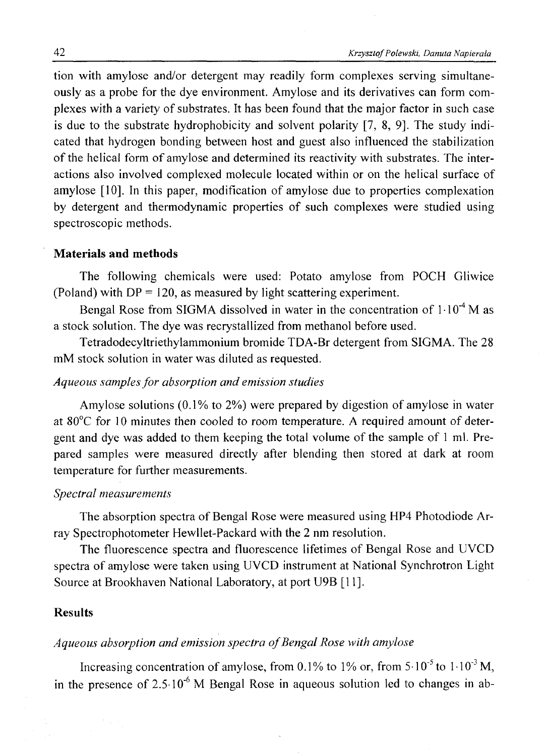tion with amylose and/or detergent may readily form complexes serving simultaneously as a probe for the dye environment. Amylose and its derivatives can form complexes with a variety of substrates. It has been found that the major factor in such case is due to the substrate hydrophobicity and solvent polarity [7, 8, 9]. The study indicated that hydrogen bonding between host and guest also influenced the stabilization of the helical form of amylose and determined its reactivity with substrates. The interactions also involved complexed molecule located within or on the helical surface of amylose [10]. In this paper, modification of amylose due to properties complexation by detergent and thermodynamic properties of such complexes were studied using spectroscopic methods.

## Materials and methods

The following chemicals were used: Potato amylose from POCH Gliwice (Poland) with DP = 120, as measured by light scattering experiment.

Bengal Rose from SIGMA dissolved in water in the concentration of $1 \cdot 10^{-4}$ M as a stock solution. The dye was recrystallized from methanol before used.

Tetradodecyltriethylammonium bromide TDA-Br detergent from SIGMA. The 28 mM stock solution in water was diluted as requested.

### *Aqueous samples for absorption and emission studies*

Amylose solutions (0.1% to 2%) were prepared by digestion of amylose in water at 80°C for 10 minutes then cooled to room temperature. A required amount of detergent and dye was added to them keeping the total volume of the sample of 1 ml. Prepared samples were measured directly after blending then stored at dark at room temperature for further measurements.

### *Spectral measurements*

The absorption spectra of Bengal Rose were measured using HP4 Photodiode Array Spectrophotometer Hewllet-Packard with the 2 nm resolution.

The fluorescence spectra and fluorescence lifetimes of Bengal Rose and UVCD spectra of amylose were taken using UVCD instrument at National Synchrotron Light Source at Brookhaven National Laboratory, at port U9B [11].

## Results

### *Aqueous absorption and emission spectra of Bengal Rose with amylose*

Increasing concentration of amylose, from 0.1% to 1% or, from $5 \cdot 10^{-5}$ to $1 \cdot 10^{-3}$ M, in the presence of $2.5 \cdot 10^{-6}$ M Bengal Rose in aqueous solution led to changes in ab-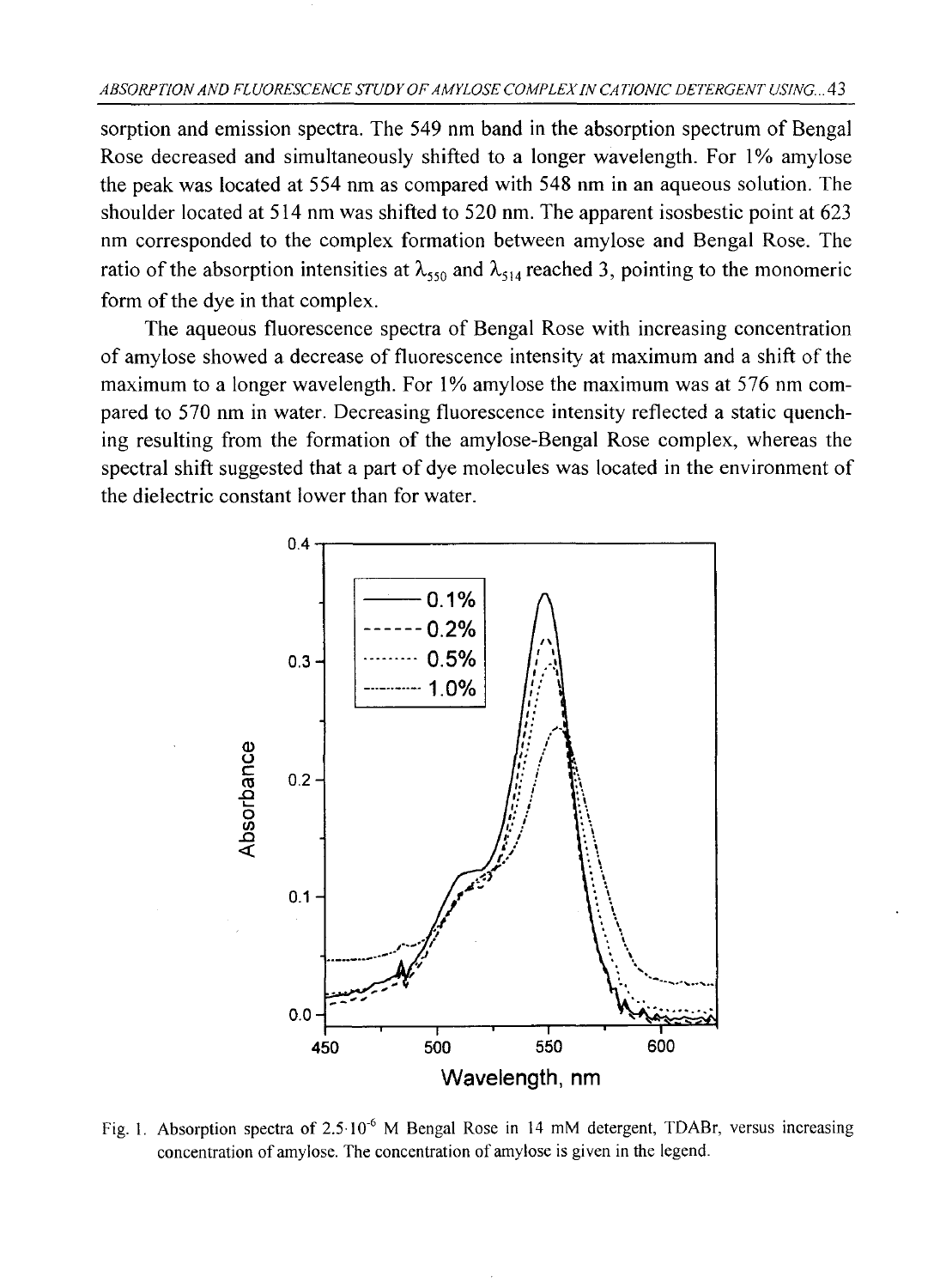sorption and emission spectra. The 549 nm band in the absorption spectrum of Bengal Rose decreased and simultaneously shifted to a longer wavelength. For 1% amylose the peak was located at 554 nm as compared with 548 nm in an aqueous solution. The shoulder located at 514 nm was shifted to 520 nm. The apparent isosbestic point at 623 nm corresponded to the complex formation between amylose and Bengal Rose. The ratio of the absorption intensities at $\lambda_{550}$ and $\lambda_{514}$ reached 3, pointing to the monomeric form of the dye in that complex.

The aqueous fluorescence spectra of Bengal Rose with increasing concentration of amylose showed a decrease of fluorescence intensity at maximum and a shift of the maximum to a longer wavelength. For 1% amylose the maximum was at 576 nm compared to 570 nm in water. Decreasing fluorescence intensity reflected a static quenching resulting from the formation of the amylose-Bengal Rose complex, whereas the spectral shift suggested that a part of dye molecules was located in the environment of the dielectric constant lower than for water.

Fig. 1. Absorption spectra of $2.5 \cdot 10^{-6}$ M Bengal Rose in 14 mM detergent, TDABr, versus increasing concentration of amylose. The concentration of amylose is given in the legend.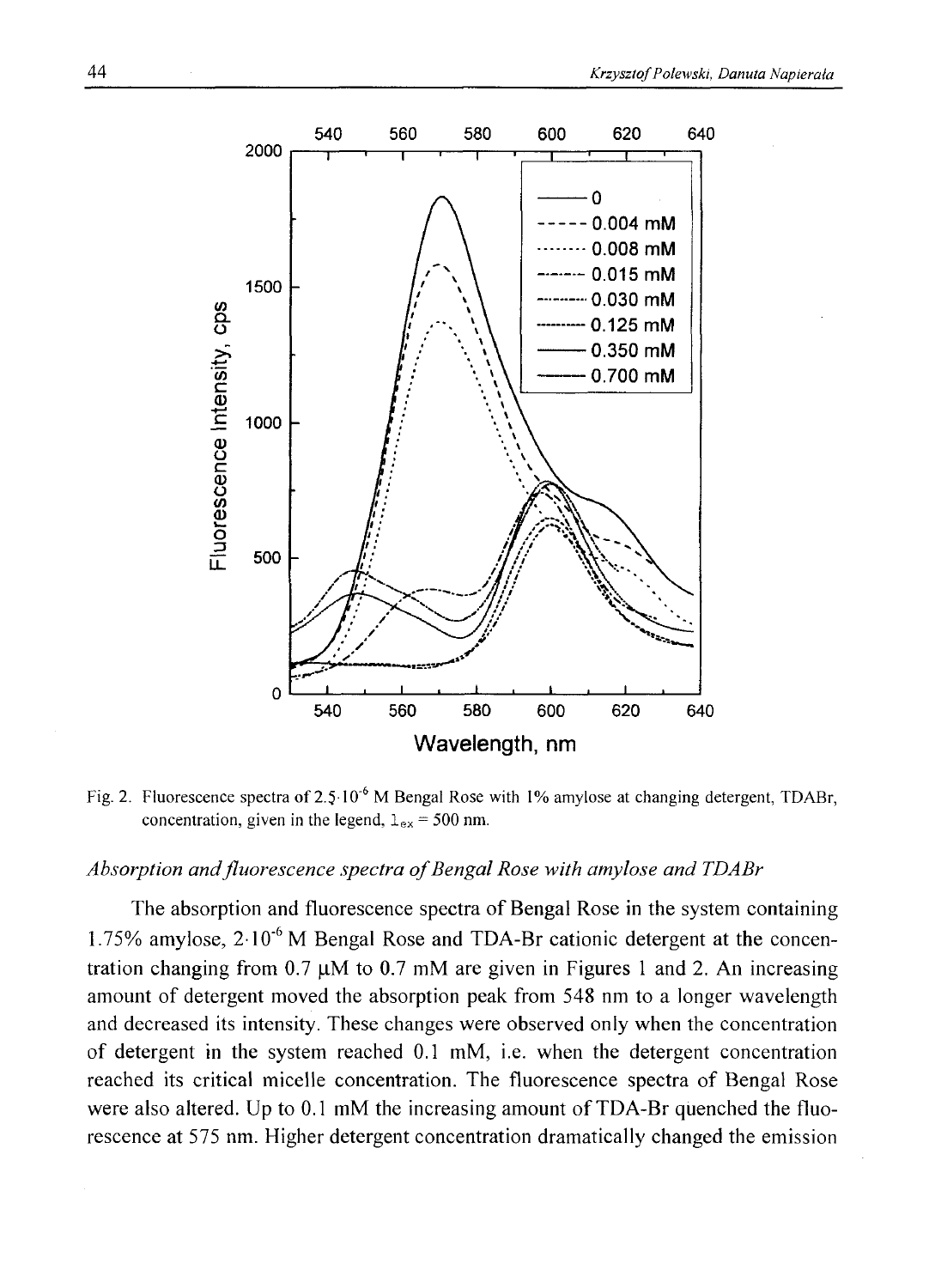Fig. 2. Fluorescence spectra of $2.5 \cdot 10^{-6}$ M Bengal Rose with 1% amylose at changing detergent, TDABr, concentration, given in the legend, $\lambda_{ex} = 500$ nm.

### *Absorption and fluorescence spectra of Bengal Rose with amylose and TDABr*

The absorption and fluorescence spectra of Bengal Rose in the system containing 1.75% amylose, $2 \cdot 10^{-6}$ M Bengal Rose and TDA-Br cationic detergent at the concentration changing from 0.7 μM to 0.7 mM are given in Figures 1 and 2. An increasing amount of detergent moved the absorption peak from 548 nm to a longer wavelength and decreased its intensity. These changes were observed only when the concentration of detergent in the system reached 0.1 mM, i.e. when the detergent concentration reached its critical micelle concentration. The fluorescence spectra of Bengal Rose were also altered. Up to 0.1 mM the increasing amount of TDA-Br quenched the fluorescence at 575 nm. Higher detergent concentration dramatically changed the emission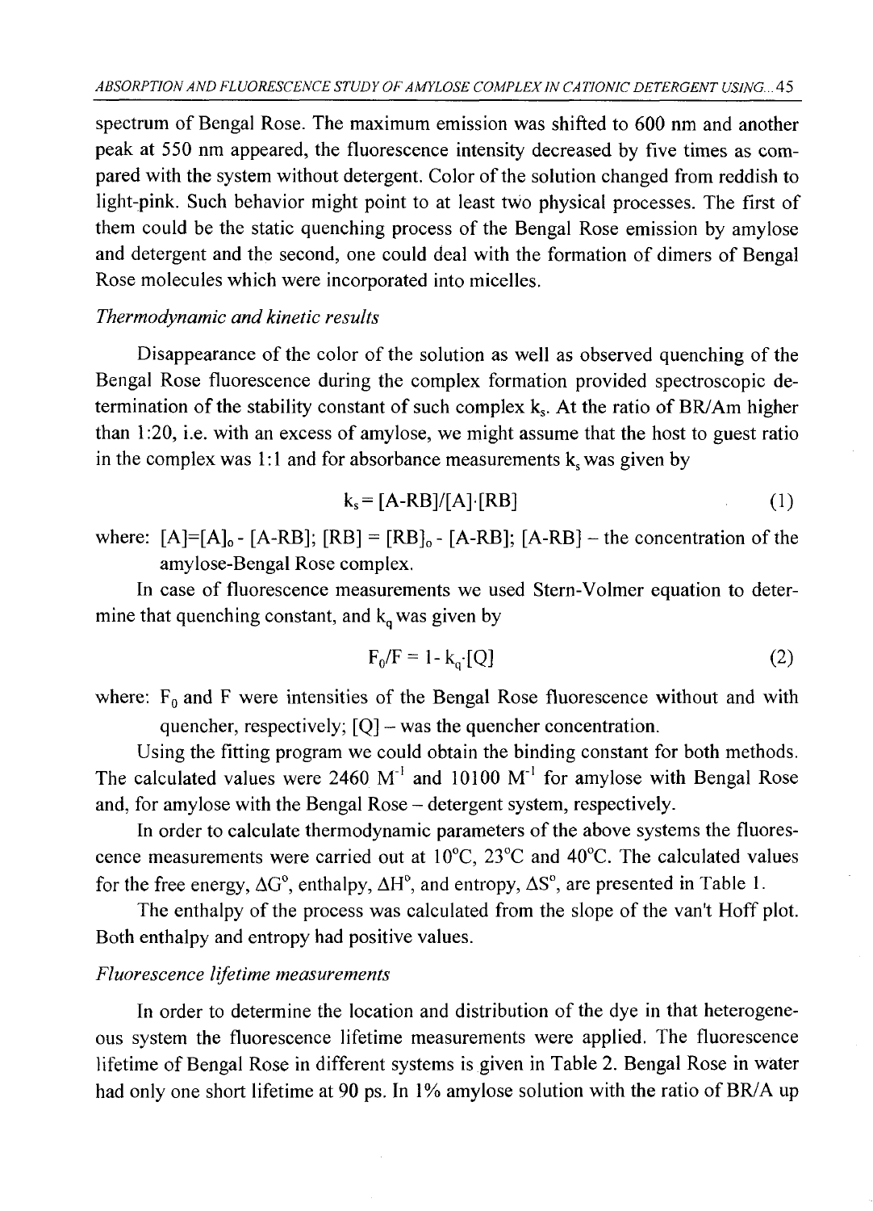spectrum of Bengal Rose. The maximum emission was shifted to 600 nm and another peak at 550 nm appeared, the fluorescence intensity decreased by five times as compared with the system without detergent. Color of the solution changed from reddish to light-pink. Such behavior might point to at least two physical processes. The first of them could be the static quenching process of the Bengal Rose emission by amylose and detergent and the second, one could deal with the formation of dimers of Bengal Rose molecules which were incorporated into micelles.

*Thermodynamic and kinetic results*

Disappearance of the color of the solution as well as observed quenching of the Bengal Rose fluorescence during the complex formation provided spectroscopic determination of the stability constant of such complex $k_s$. At the ratio of BR/Am higher than 1:20, i.e. with an excess of amylose, we might assume that the host to guest ratio in the complex was 1:1 and for absorbance measurements $k_s$ was given by

$$k_s = [A\text{-}RB]/[A]\cdot[RB] \qquad (1)$$

where: $[A]=[A]_o - [A\text{-}RB]$; $[RB] = [RB]_o - [A\text{-}RB]$; $[A\text{-}RB]$ – the concentration of the amylose-Bengal Rose complex.

In case of fluorescence measurements we used Stern-Volmer equation to determine that quenching constant, and $k_q$ was given by

$$F_0/F = 1 - k_q\cdot[Q] \qquad (2)$$

where: $F_0$ and F were intensities of the Bengal Rose fluorescence without and with quencher, respectively; [Q] – was the quencher concentration.

Using the fitting program we could obtain the binding constant for both methods. The calculated values were 2460 $M^{-1}$ and 10100 $M^{-1}$ for amylose with Bengal Rose and, for amylose with the Bengal Rose – detergent system, respectively.

In order to calculate thermodynamic parameters of the above systems the fluorescence measurements were carried out at 10°C, 23°C and 40°C. The calculated values for the free energy, $\Delta G^o$, enthalpy, $\Delta H^o$, and entropy, $\Delta S^o$, are presented in Table 1.

The enthalpy of the process was calculated from the slope of the van't Hoff plot. Both enthalpy and entropy had positive values.

*Fluorescence lifetime measurements*

In order to determine the location and distribution of the dye in that heterogeneous system the fluorescence lifetime measurements were applied. The fluorescence lifetime of Bengal Rose in different systems is given in Table 2. Bengal Rose in water had only one short lifetime at 90 ps. In 1% amylose solution with the ratio of BR/A up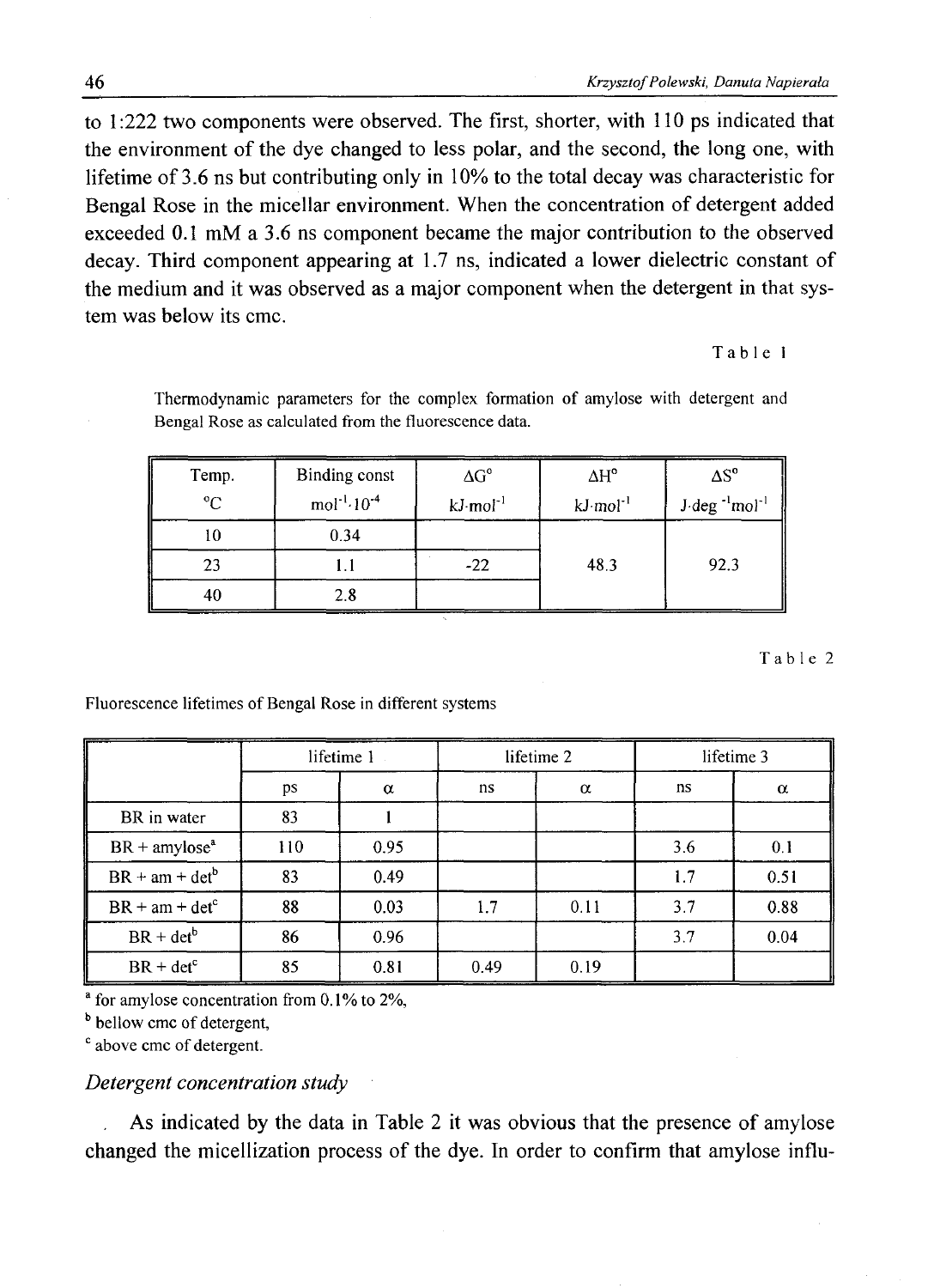to 1:222 two components were observed. The first, shorter, with 110 ps indicated that the environment of the dye changed to less polar, and the second, the long one, with lifetime of 3.6 ns but contributing only in 10% to the total decay was characteristic for Bengal Rose in the micellar environment. When the concentration of detergent added exceeded 0.1 mM a 3.6 ns component became the major contribution to the observed decay. Third component appearing at 1.7 ns, indicated a lower dielectric constant of the medium and it was observed as a major component when the detergent in that system was below its cmc.

Table 1

Thermodynamic parameters for the complex formation of amylose with detergent and Bengal Rose as calculated from the fluorescence data.

| Temp. °C | Binding const $mol^{-1} \cdot 10^{-4}$ | $\Delta G^o$ $kJ \cdot mol^{-1}$ | $\Delta H^o$ $kJ \cdot mol^{-1}$ | $\Delta S^o$ $J \cdot deg^{-1} mol^{-1}$ |
|---|---|---|---|---|
| 10 | 0.34 | | | |
| 23 | 1.1 | -22 | 48.3 | 92.3 |
| 40 | 2.8 | | | |

Table 2

Fluorescence lifetimes of Bengal Rose in different systems

| | lifetime 1 | | lifetime 2 | | lifetime 3 | |
|---|---|---|---|---|---|---|
| | ps | α | ns | α | ns | α |
| BR in water | 83 | 1 | | | | |
| BR + amylose[a] | 110 | 0.95 | | | 3.6 | 0.1 |
| BR + am + det[b] | 83 | 0.49 | | | 1.7 | 0.51 |
| BR + am + det[c] | 88 | 0.03 | 1.7 | 0.11 | 3.7 | 0.88 |
| BR + det[b] | 86 | 0.96 | | | 3.7 | 0.04 |
| BR + det[c] | 85 | 0.81 | 0.49 | 0.19 | | |

[a] for amylose concentration from 0.1% to 2%,
[b] bellow cmc of detergent,
[c] above cmc of detergent.

### *Detergent concentration study*

As indicated by the data in Table 2 it was obvious that the presence of amylose changed the micellization process of the dye. In order to confirm that amylose influ-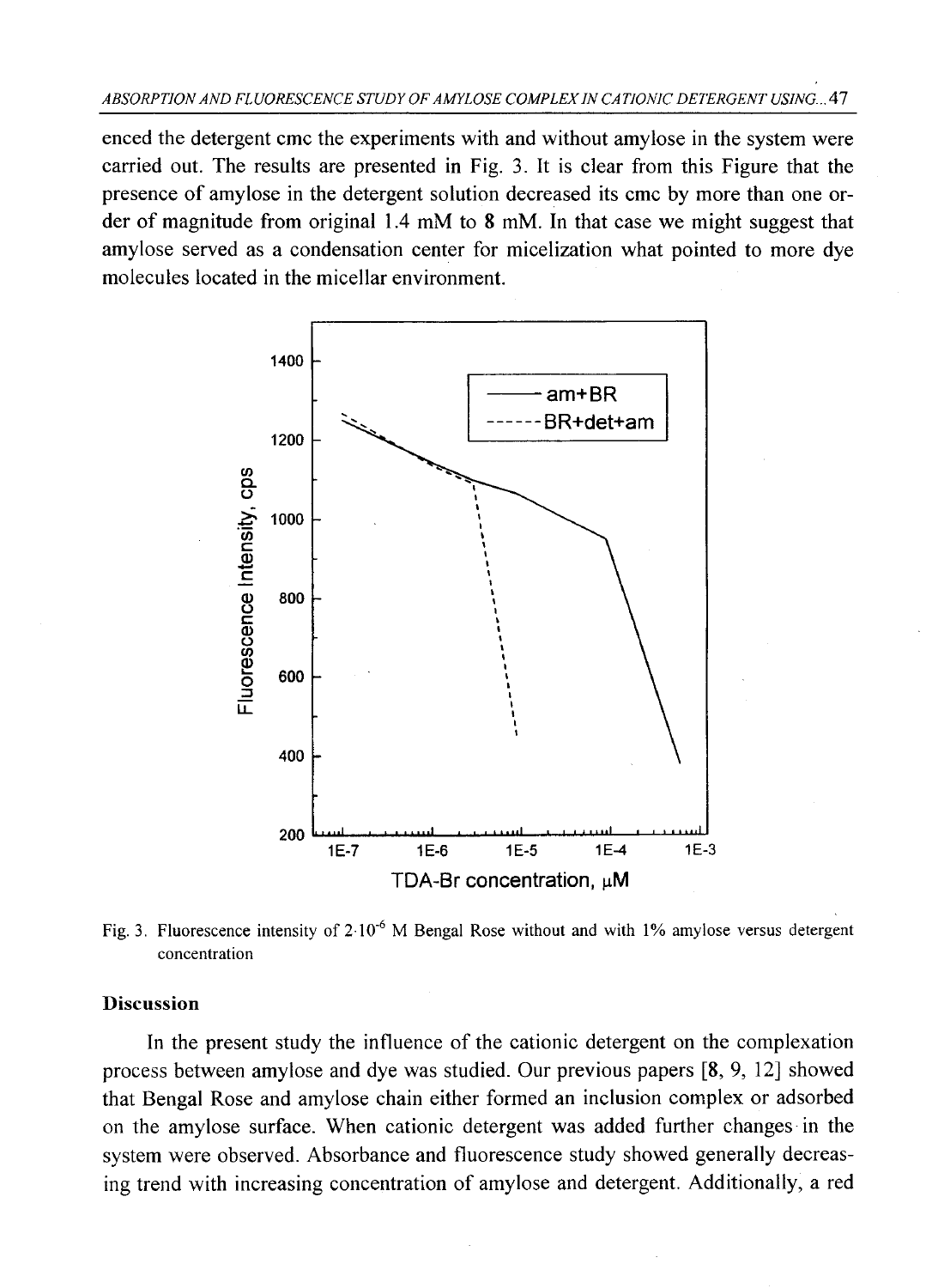enced the detergent cmc the experiments with and without amylose in the system were carried out. The results are presented in Fig. 3. It is clear from this Figure that the presence of amylose in the detergent solution decreased its cmc by more than one order of magnitude from original 1.4 mM to **8** mM. In that case we might suggest that amylose served as a condensation center for micelization what pointed to more dye molecules located in the micellar environment.

Fig. 3. Fluorescence intensity of $2 \cdot 10^{-6}$ M Bengal Rose without and with 1% amylose versus detergent concentration

### Discussion

In the present study the influence of the cationic detergent on the complexation process between amylose and dye was studied. Our previous papers [**8**, 9, 12] showed that Bengal Rose and amylose chain either formed an inclusion complex or adsorbed on the amylose surface. When cationic detergent was added further changes in the system were observed. Absorbance and fluorescence study showed generally decreasing trend with increasing concentration of amylose and detergent. Additionally, a red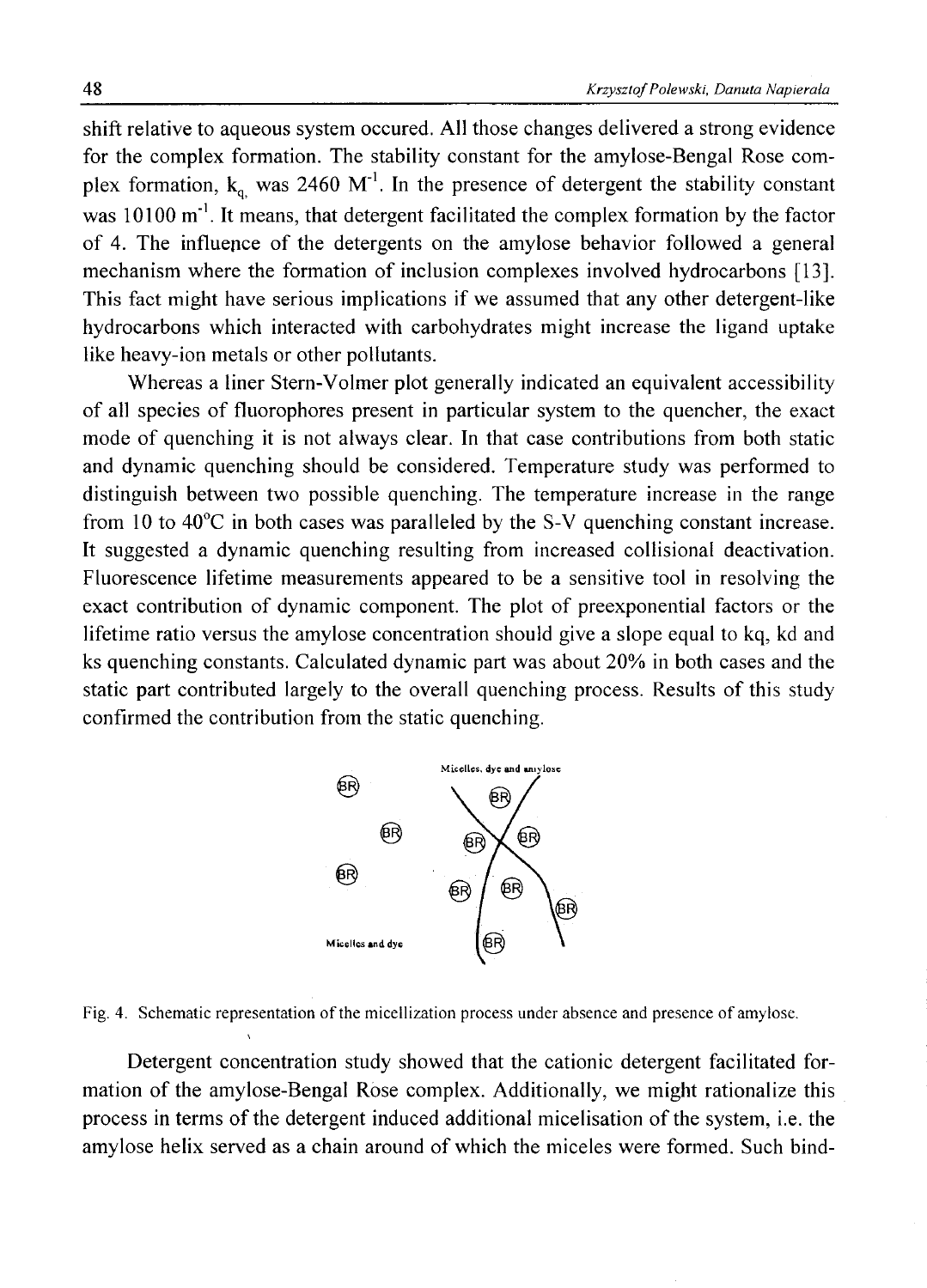shift relative to aqueous system occured. All those changes delivered a strong evidence for the complex formation. The stability constant for the amylose-Bengal Rose complex formation, $k_{q,}$ was 2460 $M^{-1}$. In the presence of detergent the stability constant was 10100 $m^{-1}$. It means, that detergent facilitated the complex formation by the factor of 4. The influence of the detergents on the amylose behavior followed a general mechanism where the formation of inclusion complexes involved hydrocarbons [13]. This fact might have serious implications if we assumed that any other detergent-like hydrocarbons which interacted with carbohydrates might increase the ligand uptake like heavy-ion metals or other pollutants.

Whereas a liner Stern-Volmer plot generally indicated an equivalent accessibility of all species of fluorophores present in particular system to the quencher, the exact mode of quenching it is not always clear. In that case contributions from both static and dynamic quenching should be considered. Temperature study was performed to distinguish between two possible quenching. The temperature increase in the range from 10 to 40°C in both cases was paralleled by the S-V quenching constant increase. It suggested a dynamic quenching resulting from increased collisional deactivation. Fluorescence lifetime measurements appeared to be a sensitive tool in resolving the exact contribution of dynamic component. The plot of preexponential factors or the lifetime ratio versus the amylose concentration should give a slope equal to kq, kd and ks quenching constants. Calculated dynamic part was about 20% in both cases and the static part contributed largely to the overall quenching process. Results of this study confirmed the contribution from the static quenching.

Micelles and dye

Micelles, dye and amylose

Fig. 4. Schematic representation of the micellization process under absence and presence of amylose.

Detergent concentration study showed that the cationic detergent facilitated formation of the amylose-Bengal Rose complex. Additionally, we might rationalize this process in terms of the detergent induced additional micelisation of the system, i.e. the amylose helix served as a chain around of which the miceles were formed. Such bind-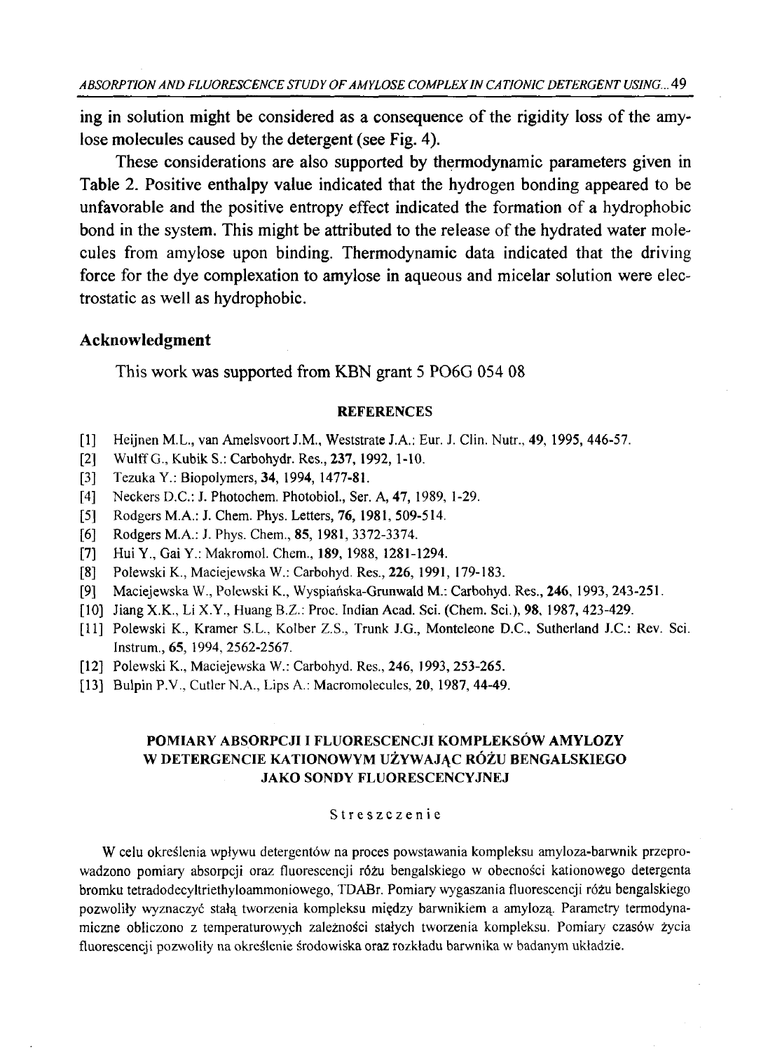ing in solution might be considered as a consequence of the rigidity loss of the amylose molecules caused by the detergent (see Fig. 4).

These considerations are also supported by thermodynamic parameters given in Table 2. Positive enthalpy value indicated that the hydrogen bonding appeared to be unfavorable and the positive entropy effect indicated the formation of a hydrophobic bond in the system. This might be attributed to the release of the hydrated water molecules from amylose upon binding. Thermodynamic data indicated that the driving force for the dye complexation to amylose in aqueous and micelar solution were electrostatic as well as hydrophobic.

## Acknowledgment

This work was supported from KBN grant 5 PO6G 054 08

### REFERENCES

[1] Heijnen M.L., van Amelsvoort J.M., Weststrate J.A.: Eur. J. Clin. Nutr., **49**, **1995**, 446-57.

[2] Wulff G., Kubik S.: Carbohydr. Res., **237**, **1992**, 1-10.

[3] Tezuka Y.: Biopolymers, **34**, **1994**, 1477-81.

[4] Neckers D.C.: J. Photochem. Photobiol., Ser. A, **47**, 1989, 1-29.

[5] Rodgers M.A.: J. Chem. Phys. Letters, **76**, **1981**, 509-514.

[6] Rodgers M.A.: J. Phys. Chem., **85**, **1981**, 3372-3374.

[7] Hui Y., Gai Y.: Makromol. Chem., **189**, 1988, 1281-1294.

[8] Polewski K., Maciejewska W.: Carbohyd. Res., **226**, 1991, 179-183.

[9] Maciejewska W., Polewski K., Wyspiańska-Grunwald M.: Carbohyd. Res., **246**, 1993, 243-251.

[10] Jiang X.K., Li X.Y., Huang B.Z.: Proc. Indian Acad. Sci. (Chem. Sci.), **98**, 1987, 423-429.

[11] Polewski K., Kramer S.L., Kolber Z.S., Trunk J.G., Monteleone D.C., Sutherland J.C.: Rev. Sci. Instrum., **65**, 1994, 2562-2567.

[12] Polewski K., Maciejewska W.: Carbohyd. Res., **246**, 1993, 253-265.

[13] Bulpin P.V., Cutler N.A., Lips A.: Macromolecules, **20**, 1987, 44-49.

## POMIARY ABSORPCJI I FLUORESCENCJI KOMPLEKSÓW AMYLOZY W DETERGENCIE KATIONOWYM UŻYWAJĄC RÓŻU BENGALSKIEGO JAKO SONDY FLUORESCENCYJNEJ

### Streszczenie

W celu określenia wpływu detergentów na proces powstawania kompleksu amyloza-barwnik przeprowadzono pomiary absorpcji oraz fluorescencji różu bengalskiego w obecności kationowego detergenta bromku tetradodecyltriethyloammoniowego, TDABr. Pomiary wygaszania fluorescencji różu bengalskiego pozwoliły wyznaczyć stałą tworzenia kompleksu między barwnikiem a amylozą. Parametry termodynamiczne obliczono z temperaturowych zależności stałych tworzenia kompleksu. Pomiary czasów życia fluorescencji pozwoliły na określenie środowiska oraz rozkładu barwnika w badanym układzie.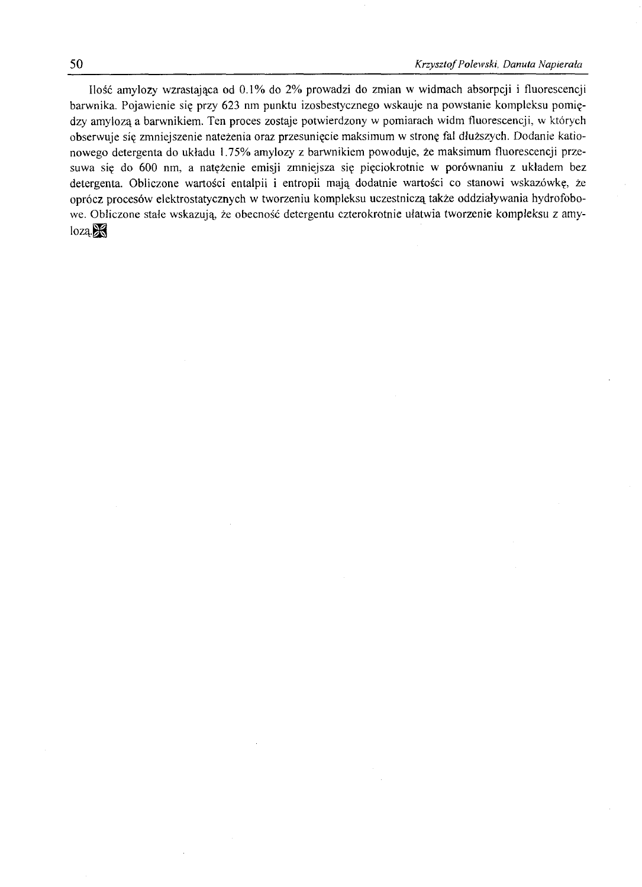Ilość amylozy wzrastająca od 0.1% do 2% prowadzi do zmian w widmach absorpcji i fluorescencji barwnika. Pojawienie się przy 623 nm punktu izosbestycznego wskauje na powstanie kompleksu pomiędzy amylozą a barwnikiem. Ten proces zostaje potwierdzony w pomiarach widm fluorescencji, w których obserwuje się zmniejszenie natężenia oraz przesunięcie maksimum w stronę fal dłuższych. Dodanie kationowego detergenta do układu 1.75% amylozy z barwnikiem powoduje, że maksimum fluorescencji przesuwa się do 600 nm, a natężenie emisji zmniejsza się pięciokrotnie w porównaniu z układem bez detergenta. Obliczone wartości entalpii i entropii mają dodatnie wartości co stanowi wskazówkę, że oprócz procesów elektrostatycznych w tworzeniu kompleksu uczestniczą także oddziaływania hydrofobowe. Obliczone stałe wskazują, że obecność detergentu czterokrotnie ułatwia tworzenie kompleksu z amylozą.